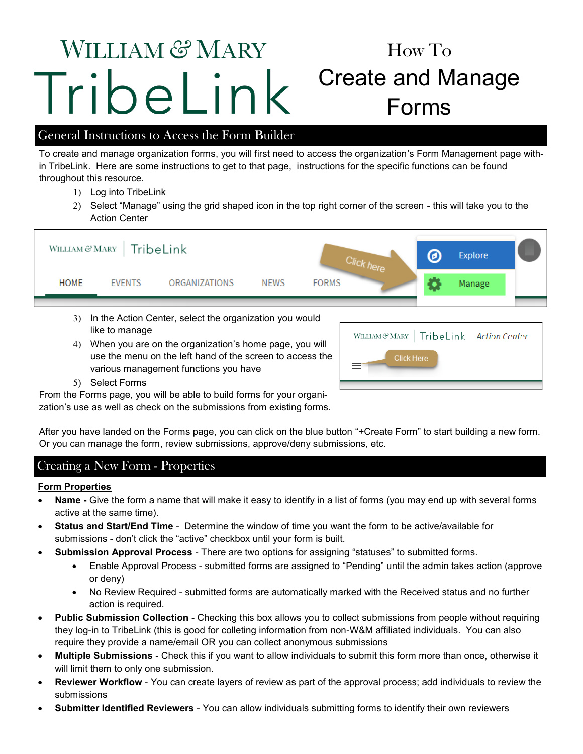# William & Mary TribeLink

# How To Create and Manage Forms

## General Instructions to Access the Form Builder

To create and manage organization forms, you will first need to access the organization's Form Management page within TribeLink. Here are some instructions to get to that page, instructions for the specific functions can be found throughout this resource.

1) Log into TribeLink
2) Select "Manage" using the grid shaped icon in the top right corner of the screen - this will take you to the Action Center
3) In the Action Center, select the organization you would like to manage
4) When you are on the organization's home page, you will use the menu on the left hand of the screen to access the various management functions you have
5) Select Forms

From the Forms page, you will be able to build forms for your organization's use as well as check on the submissions from existing forms.

After you have landed on the Forms page, you can click on the blue button "+Create Form" to start building a new form. Or you can manage the form, review submissions, approve/deny submissions, etc.

## Creating a New Form - Properties

**Form Properties**

- **Name -** Give the form a name that will make it easy to identify in a list of forms (you may end up with several forms active at the same time).
- **Status and Start/End Time** - Determine the window of time you want the form to be active/available for submissions - don't click the "active" checkbox until your form is built.
- **Submission Approval Process** - There are two options for assigning "statuses" to submitted forms.
  - Enable Approval Process - submitted forms are assigned to "Pending" until the admin takes action (approve or deny)
  - No Review Required - submitted forms are automatically marked with the Received status and no further action is required.
- **Public Submission Collection** - Checking this box allows you to collect submissions from people without requiring they log-in to TribeLink (this is good for colleting information from non-W&M affiliated individuals. You can also require they provide a name/email OR you can collect anonymous submissions
- **Multiple Submissions** - Check this if you want to allow individuals to submit this form more than once, otherwise it will limit them to only one submission.
- **Reviewer Workflow** - You can create layers of review as part of the approval process; add individuals to review the submissions
- **Submitter Identified Reviewers** - You can allow individuals submitting forms to identify their own reviewers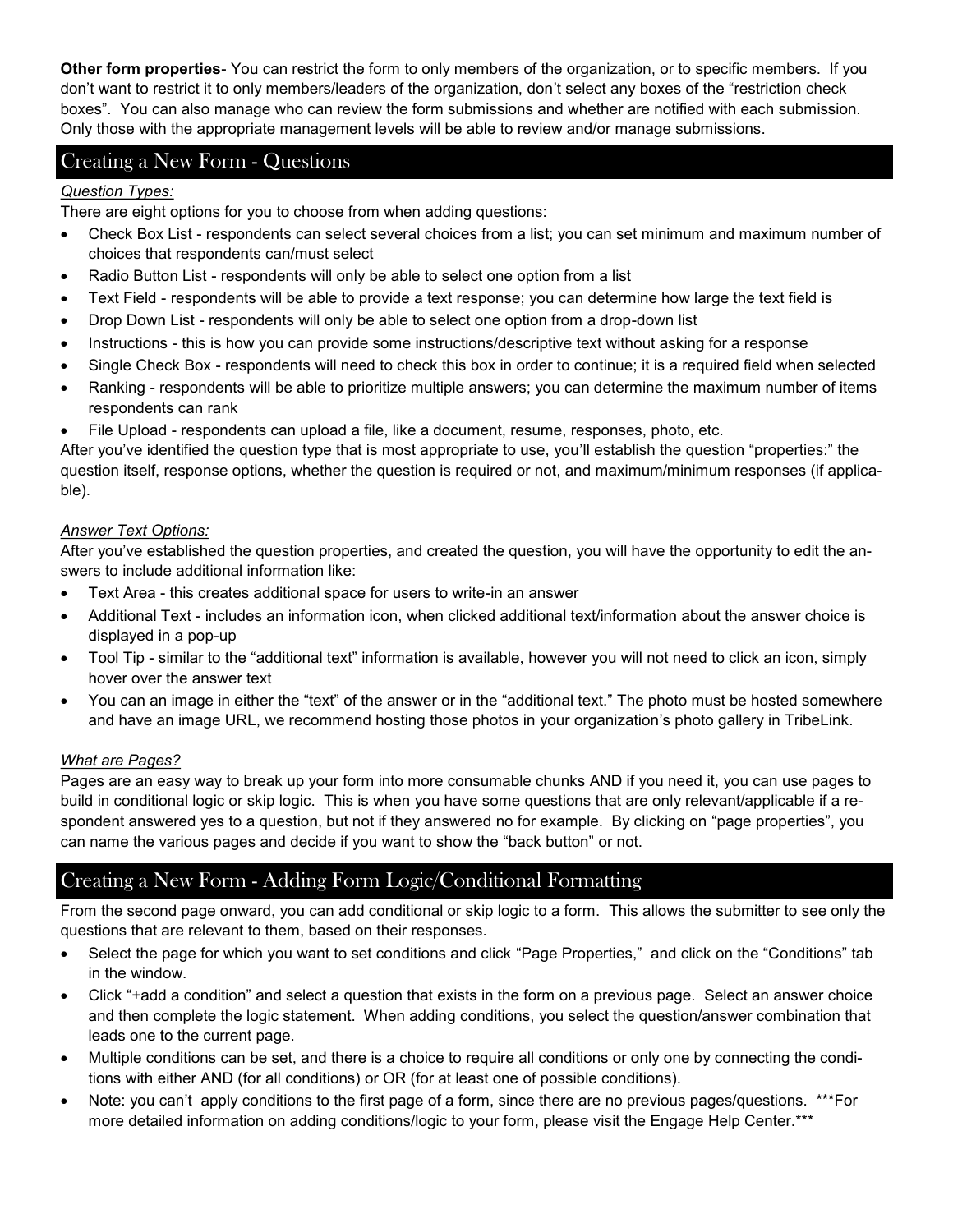**Other form properties**- You can restrict the form to only members of the organization, or to specific members. If you don't want to restrict it to only members/leaders of the organization, don't select any boxes of the "restriction check boxes". You can also manage who can review the form submissions and whether are notified with each submission. Only those with the appropriate management levels will be able to review and/or manage submissions.

## Creating a New Form - Questions

*Question Types:*

There are eight options for you to choose from when adding questions:

- Check Box List - respondents can select several choices from a list; you can set minimum and maximum number of choices that respondents can/must select
- Radio Button List - respondents will only be able to select one option from a list
- Text Field - respondents will be able to provide a text response; you can determine how large the text field is
- Drop Down List - respondents will only be able to select one option from a drop-down list
- Instructions - this is how you can provide some instructions/descriptive text without asking for a response
- Single Check Box - respondents will need to check this box in order to continue; it is a required field when selected
- Ranking - respondents will be able to prioritize multiple answers; you can determine the maximum number of items respondents can rank
- File Upload - respondents can upload a file, like a document, resume, responses, photo, etc.

After you've identified the question type that is most appropriate to use, you'll establish the question "properties:" the question itself, response options, whether the question is required or not, and maximum/minimum responses (if applicable).

*Answer Text Options:*

After you've established the question properties, and created the question, you will have the opportunity to edit the answers to include additional information like:

- Text Area - this creates additional space for users to write-in an answer
- Additional Text - includes an information icon, when clicked additional text/information about the answer choice is displayed in a pop-up
- Tool Tip - similar to the "additional text" information is available, however you will not need to click an icon, simply hover over the answer text
- You can an image in either the "text" of the answer or in the "additional text." The photo must be hosted somewhere and have an image URL, we recommend hosting those photos in your organization's photo gallery in TribeLink.

*What are Pages?*

Pages are an easy way to break up your form into more consumable chunks AND if you need it, you can use pages to build in conditional logic or skip logic. This is when you have some questions that are only relevant/applicable if a respondent answered yes to a question, but not if they answered no for example. By clicking on "page properties", you can name the various pages and decide if you want to show the "back button" or not.

## Creating a New Form - Adding Form Logic/Conditional Formatting

From the second page onward, you can add conditional or skip logic to a form. This allows the submitter to see only the questions that are relevant to them, based on their responses.

- Select the page for which you want to set conditions and click "Page Properties," and click on the "Conditions" tab in the window.
- Click "+add a condition" and select a question that exists in the form on a previous page. Select an answer choice and then complete the logic statement. When adding conditions, you select the question/answer combination that leads one to the current page.
- Multiple conditions can be set, and there is a choice to require all conditions or only one by connecting the conditions with either AND (for all conditions) or OR (for at least one of possible conditions).
- Note: you can't apply conditions to the first page of a form, since there are no previous pages/questions. ***For more detailed information on adding conditions/logic to your form, please visit the Engage Help Center.***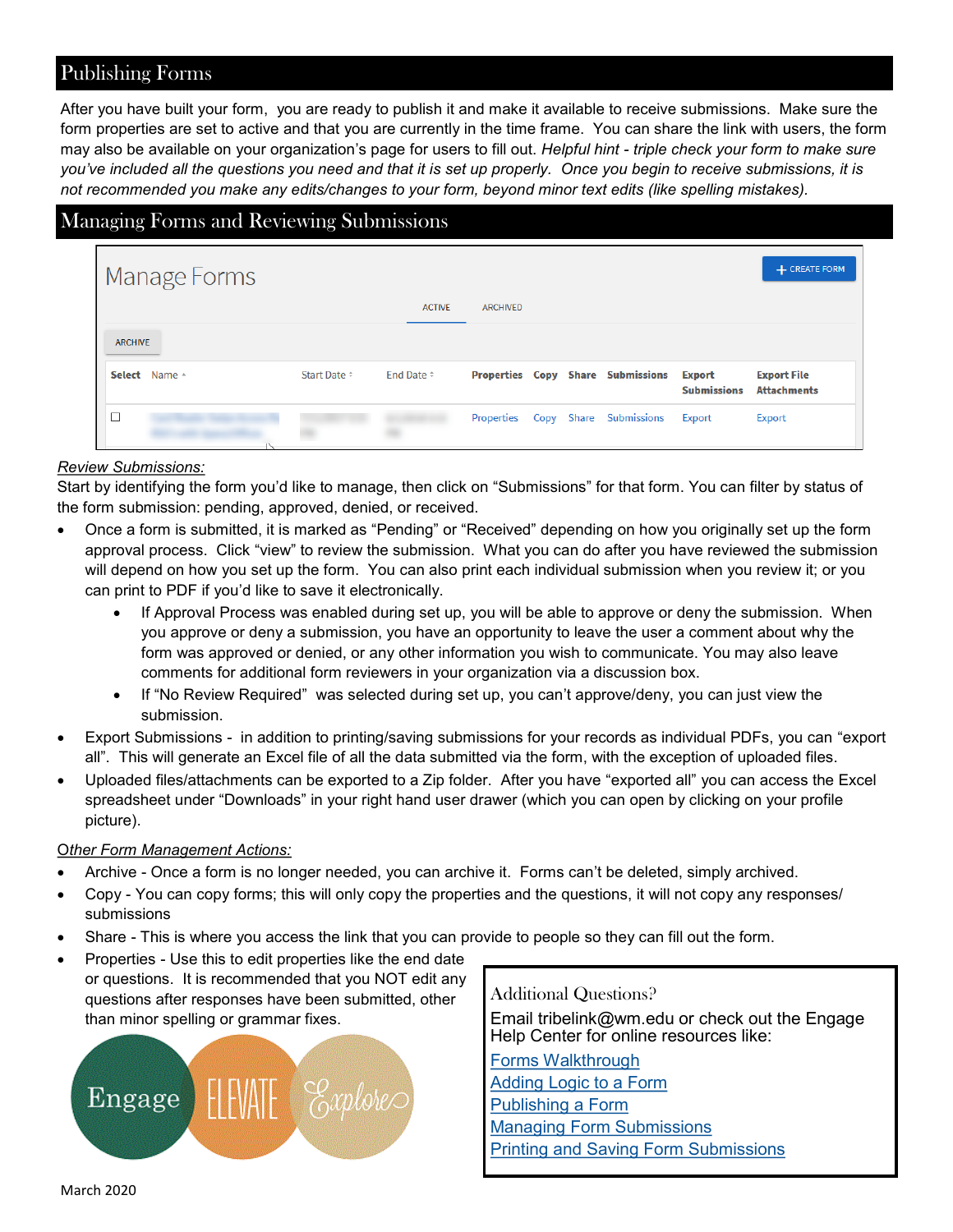## Publishing Forms

After you have built your form, you are ready to publish it and make it available to receive submissions. Make sure the form properties are set to active and that you are currently in the time frame. You can share the link with users, the form may also be available on your organization's page for users to fill out. *Helpful hint - triple check your form to make sure you've included all the questions you need and that it is set up properly. Once you begin to receive submissions, it is not recommended you make any edits/changes to your form, beyond minor text edits (like spelling mistakes).*

## Managing Forms and Reviewing Submissions

Manage Forms

CREATE FORM

ACTIVE ARCHIVED

ARCHIVE

| Select | Name | Start Date | End Date | Properties | Copy | Share | Submissions | Export Submissions | Export File Attachments |
|---|---|---|---|---|---|---|---|---|---|
| ☐ | | | | Properties | Copy | Share | Submissions | Export | Export |

<u>*Review Submissions:*</u>

Start by identifying the form you'd like to manage, then click on "Submissions" for that form. You can filter by status of the form submission: pending, approved, denied, or received.

- Once a form is submitted, it is marked as "Pending" or "Received" depending on how you originally set up the form approval process. Click "view" to review the submission. What you can do after you have reviewed the submission will depend on how you set up the form. You can also print each individual submission when you review it; or you can print to PDF if you'd like to save it electronically.
  - If Approval Process was enabled during set up, you will be able to approve or deny the submission. When you approve or deny a submission, you have an opportunity to leave the user a comment about why the form was approved or denied, or any other information you wish to communicate. You may also leave comments for additional form reviewers in your organization via a discussion box.
  - If "No Review Required" was selected during set up, you can't approve/deny, you can just view the submission.
- Export Submissions - in addition to printing/saving submissions for your records as individual PDFs, you can "export all". This will generate an Excel file of all the data submitted via the form, with the exception of uploaded files.
- Uploaded files/attachments can be exported to a Zip folder. After you have "exported all" you can access the Excel spreadsheet under "Downloads" in your right hand user drawer (which you can open by clicking on your profile picture).

<u>*Other Form Management Actions:*</u>

- Archive - Once a form is no longer needed, you can archive it. Forms can't be deleted, simply archived.
- Copy - You can copy forms; this will only copy the properties and the questions, it will not copy any responses/ submissions
- Share - This is where you access the link that you can provide to people so they can fill out the form.
- Properties - Use this to edit properties like the end date or questions. It is recommended that you NOT edit any questions after responses have been submitted, other than minor spelling or grammar fixes.

Engage ELEVATE Explore

### Additional Questions?

Email tribelink@wm.edu or check out the Engage Help Center for online resources like:

- Forms Walkthrough
- Adding Logic to a Form
- Publishing a Form
- Managing Form Submissions
- Printing and Saving Form Submissions

March 2020